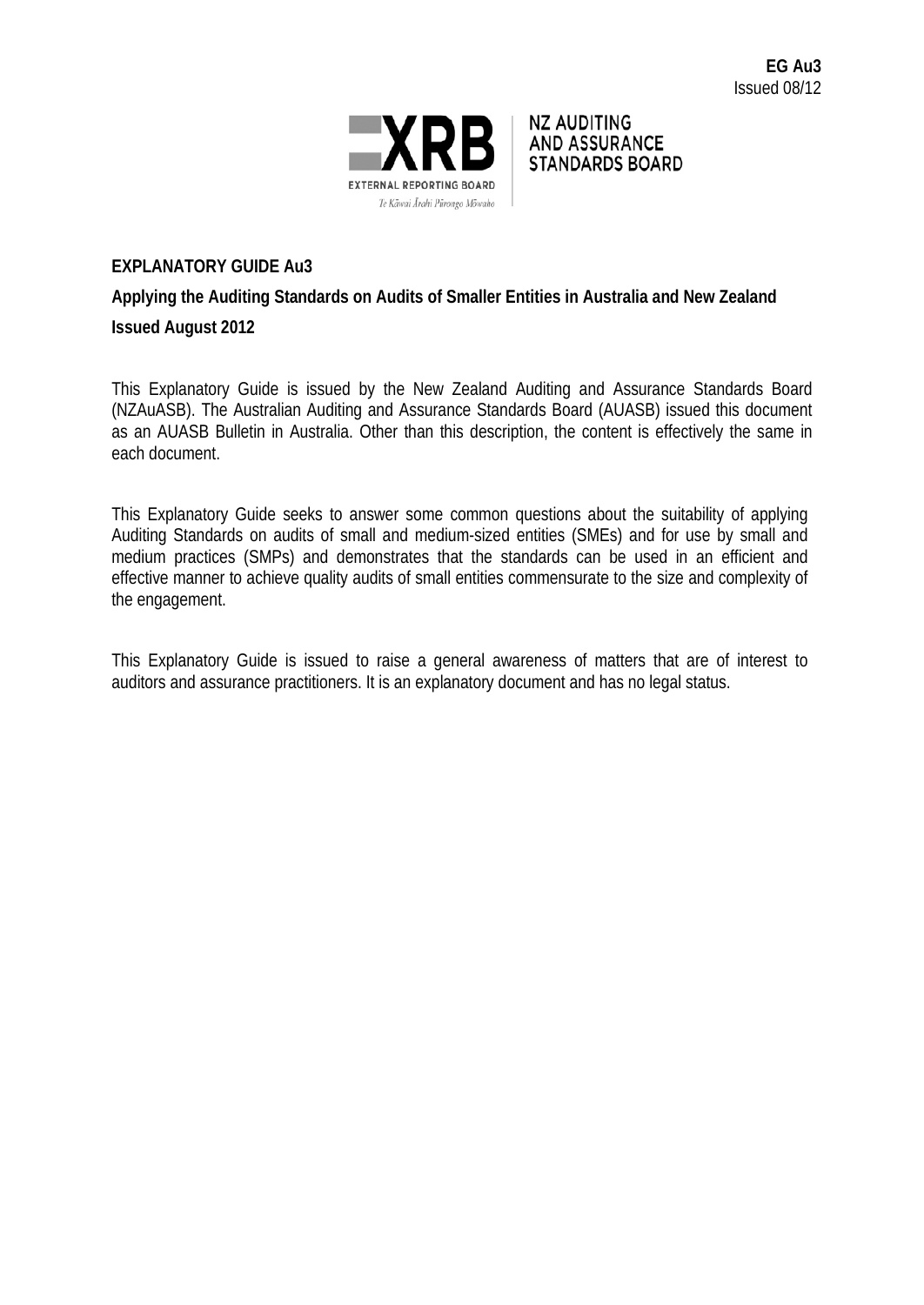**EG Au3**
Issued 08/12

EXTERNAL REPORTING BOARD
Te Kāwai Ārahi Pūrongo Mōwaho

NZ AUDITING AND ASSURANCE STANDARDS BOARD

**EXPLANATORY GUIDE Au3**

**Applying the Auditing Standards on Audits of Smaller Entities in Australia and New Zealand**

**Issued August 2012**

This Explanatory Guide is issued by the New Zealand Auditing and Assurance Standards Board (NZAuASB). The Australian Auditing and Assurance Standards Board (AUASB) issued this document as an AUASB Bulletin in Australia. Other than this description, the content is effectively the same in each document.

This Explanatory Guide seeks to answer some common questions about the suitability of applying Auditing Standards on audits of small and medium-sized entities (SMEs) and for use by small and medium practices (SMPs) and demonstrates that the standards can be used in an efficient and effective manner to achieve quality audits of small entities commensurate to the size and complexity of the engagement.

This Explanatory Guide is issued to raise a general awareness of matters that are of interest to auditors and assurance practitioners. It is an explanatory document and has no legal status.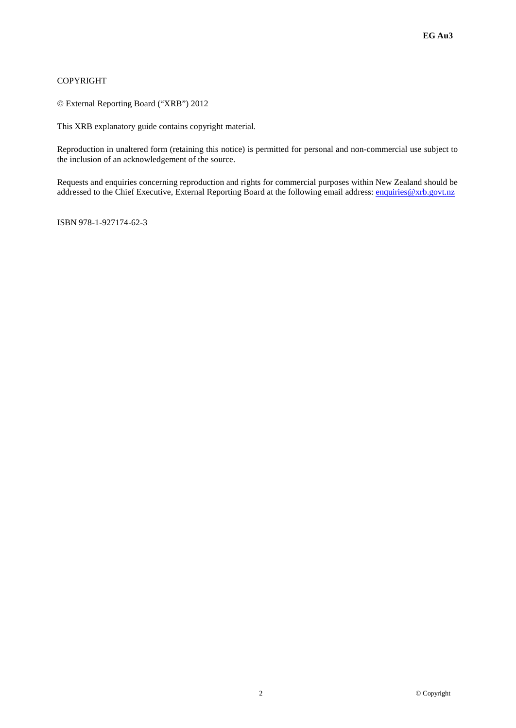COPYRIGHT

© External Reporting Board ("XRB") 2012

This XRB explanatory guide contains copyright material.

Reproduction in unaltered form (retaining this notice) is permitted for personal and non-commercial use subject to the inclusion of an acknowledgement of the source.

Requests and enquiries concerning reproduction and rights for commercial purposes within New Zealand should be addressed to the Chief Executive, External Reporting Board at the following email address: enquiries@xrb.govt.nz

ISBN 978-1-927174-62-3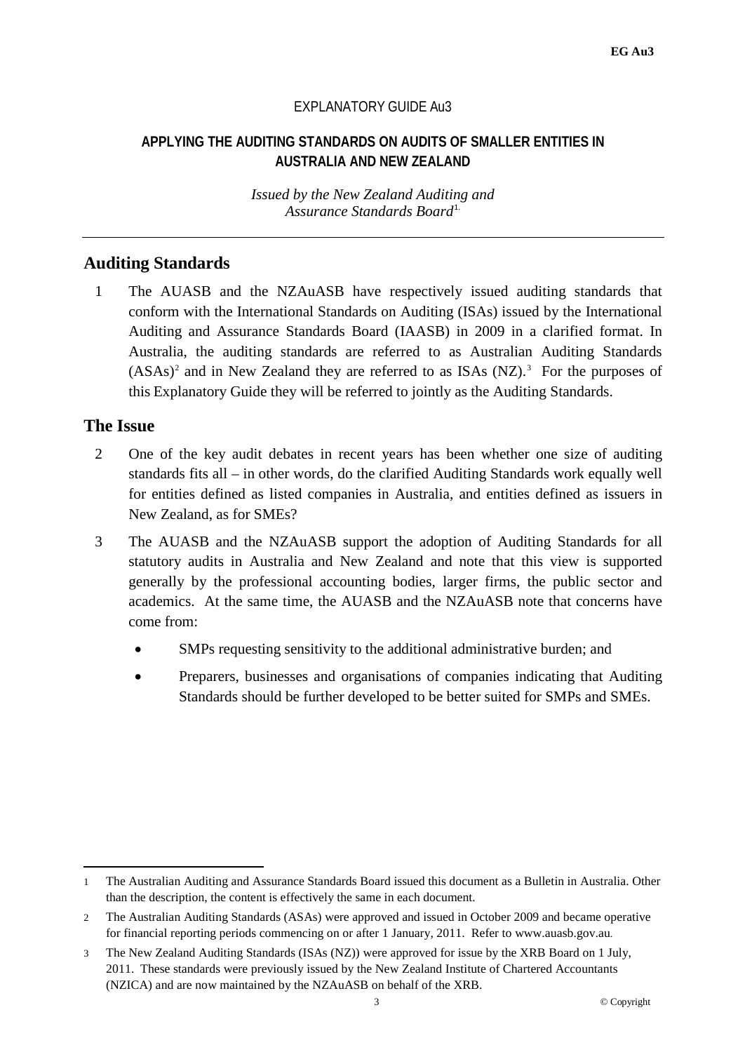EXPLANATORY GUIDE Au3

**APPLYING THE AUDITING STANDARDS ON AUDITS OF SMALLER ENTITIES IN AUSTRALIA AND NEW ZEALAND**

*Issued by the New Zealand Auditing and Assurance Standards Board*[1]

## Auditing Standards

1 The AUASB and the NZAuASB have respectively issued auditing standards that conform with the International Standards on Auditing (ISAs) issued by the International Auditing and Assurance Standards Board (IAASB) in 2009 in a clarified format. In Australia, the auditing standards are referred to as Australian Auditing Standards (ASAs)[2] and in New Zealand they are referred to as ISAs (NZ).[3] For the purposes of this Explanatory Guide they will be referred to jointly as the Auditing Standards.

## The Issue

2 One of the key audit debates in recent years has been whether one size of auditing standards fits all – in other words, do the clarified Auditing Standards work equally well for entities defined as listed companies in Australia, and entities defined as issuers in New Zealand, as for SMEs?

3 The AUASB and the NZAuASB support the adoption of Auditing Standards for all statutory audits in Australia and New Zealand and note that this view is supported generally by the professional accounting bodies, larger firms, the public sector and academics. At the same time, the AUASB and the NZAuASB note that concerns have come from:

- SMPs requesting sensitivity to the additional administrative burden; and
- Preparers, businesses and organisations of companies indicating that Auditing Standards should be further developed to be better suited for SMPs and SMEs.

---

1 The Australian Auditing and Assurance Standards Board issued this document as a Bulletin in Australia. Other than the description, the content is effectively the same in each document.

2 The Australian Auditing Standards (ASAs) were approved and issued in October 2009 and became operative for financial reporting periods commencing on or after 1 January, 2011. Refer to www.auasb.gov.au.

3 The New Zealand Auditing Standards (ISAs (NZ)) were approved for issue by the XRB Board on 1 July, 2011. These standards were previously issued by the New Zealand Institute of Chartered Accountants (NZICA) and are now maintained by the NZAuASB on behalf of the XRB.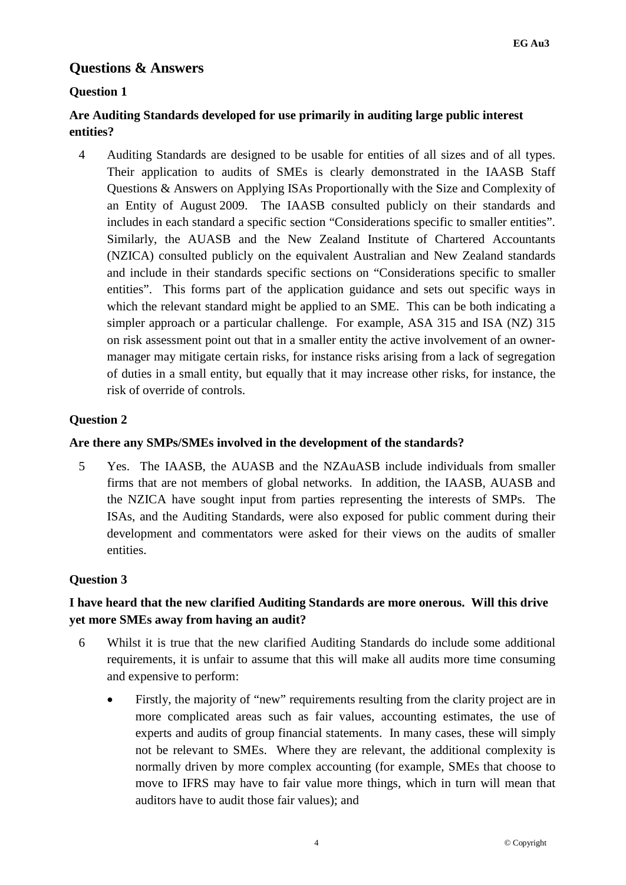## Questions & Answers

### Question 1

### Are Auditing Standards developed for use primarily in auditing large public interest entities?

4 Auditing Standards are designed to be usable for entities of all sizes and of all types. Their application to audits of SMEs is clearly demonstrated in the IAASB Staff Questions & Answers on Applying ISAs Proportionally with the Size and Complexity of an Entity of August 2009. The IAASB consulted publicly on their standards and includes in each standard a specific section "Considerations specific to smaller entities". Similarly, the AUASB and the New Zealand Institute of Chartered Accountants (NZICA) consulted publicly on the equivalent Australian and New Zealand standards and include in their standards specific sections on "Considerations specific to smaller entities". This forms part of the application guidance and sets out specific ways in which the relevant standard might be applied to an SME. This can be both indicating a simpler approach or a particular challenge. For example, ASA 315 and ISA (NZ) 315 on risk assessment point out that in a smaller entity the active involvement of an owner-manager may mitigate certain risks, for instance risks arising from a lack of segregation of duties in a small entity, but equally that it may increase other risks, for instance, the risk of override of controls.

### Question 2

### Are there any SMPs/SMEs involved in the development of the standards?

5 Yes. The IAASB, the AUASB and the NZAuASB include individuals from smaller firms that are not members of global networks. In addition, the IAASB, AUASB and the NZICA have sought input from parties representing the interests of SMPs. The ISAs, and the Auditing Standards, were also exposed for public comment during their development and commentators were asked for their views on the audits of smaller entities.

### Question 3

### I have heard that the new clarified Auditing Standards are more onerous. Will this drive yet more SMEs away from having an audit?

6 Whilst it is true that the new clarified Auditing Standards do include some additional requirements, it is unfair to assume that this will make all audits more time consuming and expensive to perform:

- Firstly, the majority of "new" requirements resulting from the clarity project are in more complicated areas such as fair values, accounting estimates, the use of experts and audits of group financial statements. In many cases, these will simply not be relevant to SMEs. Where they are relevant, the additional complexity is normally driven by more complex accounting (for example, SMEs that choose to move to IFRS may have to fair value more things, which in turn will mean that auditors have to audit those fair values); and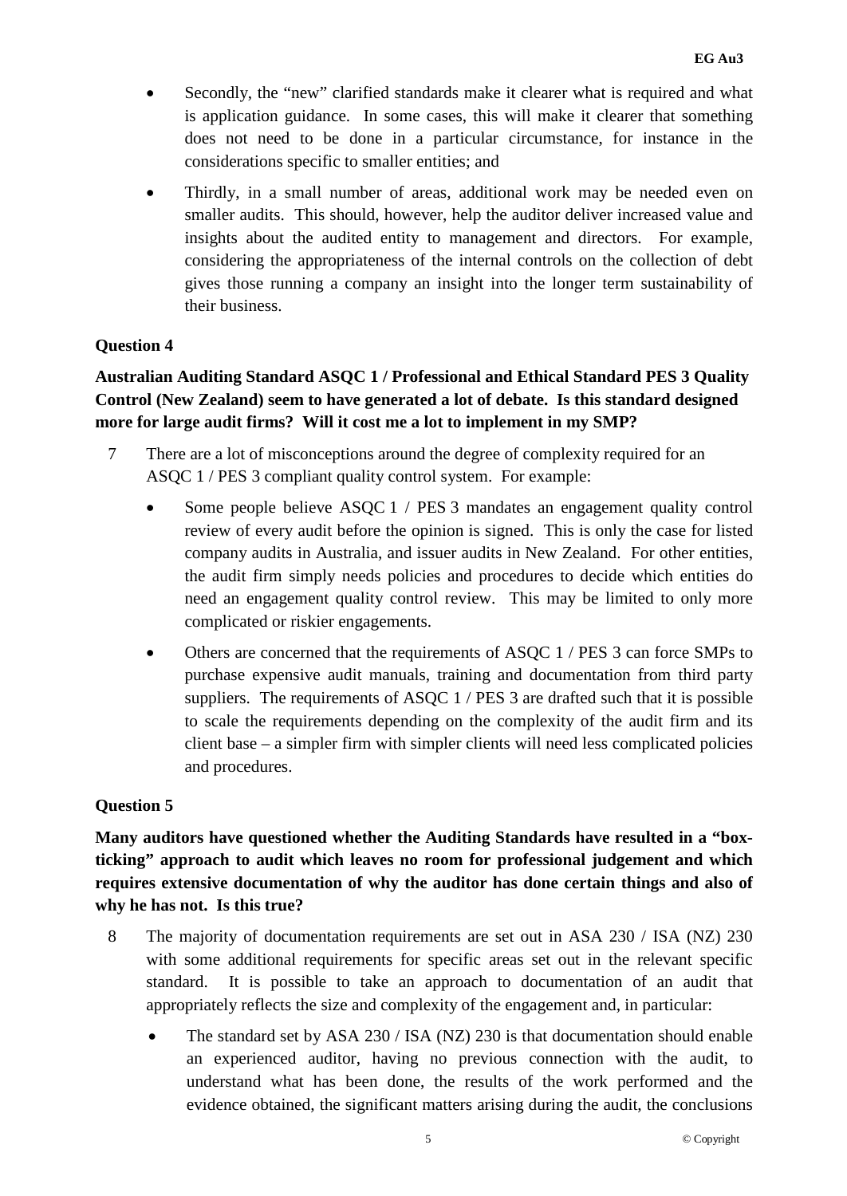- Secondly, the "new" clarified standards make it clearer what is required and what is application guidance. In some cases, this will make it clearer that something does not need to be done in a particular circumstance, for instance in the considerations specific to smaller entities; and
- Thirdly, in a small number of areas, additional work may be needed even on smaller audits. This should, however, help the auditor deliver increased value and insights about the audited entity to management and directors. For example, considering the appropriateness of the internal controls on the collection of debt gives those running a company an insight into the longer term sustainability of their business.

**Question 4**

**Australian Auditing Standard ASQC 1 / Professional and Ethical Standard PES 3 Quality Control (New Zealand) seem to have generated a lot of debate. Is this standard designed more for large audit firms? Will it cost me a lot to implement in my SMP?**

7 There are a lot of misconceptions around the degree of complexity required for an ASQC 1 / PES 3 compliant quality control system. For example:

- Some people believe ASQC 1 / PES 3 mandates an engagement quality control review of every audit before the opinion is signed. This is only the case for listed company audits in Australia, and issuer audits in New Zealand. For other entities, the audit firm simply needs policies and procedures to decide which entities do need an engagement quality control review. This may be limited to only more complicated or riskier engagements.
- Others are concerned that the requirements of ASQC 1 / PES 3 can force SMPs to purchase expensive audit manuals, training and documentation from third party suppliers. The requirements of ASQC 1 / PES 3 are drafted such that it is possible to scale the requirements depending on the complexity of the audit firm and its client base – a simpler firm with simpler clients will need less complicated policies and procedures.

**Question 5**

**Many auditors have questioned whether the Auditing Standards have resulted in a "box-ticking" approach to audit which leaves no room for professional judgement and which requires extensive documentation of why the auditor has done certain things and also of why he has not. Is this true?**

8 The majority of documentation requirements are set out in ASA 230 / ISA (NZ) 230 with some additional requirements for specific areas set out in the relevant specific standard. It is possible to take an approach to documentation of an audit that appropriately reflects the size and complexity of the engagement and, in particular:

- The standard set by ASA 230 / ISA (NZ) 230 is that documentation should enable an experienced auditor, having no previous connection with the audit, to understand what has been done, the results of the work performed and the evidence obtained, the significant matters arising during the audit, the conclusions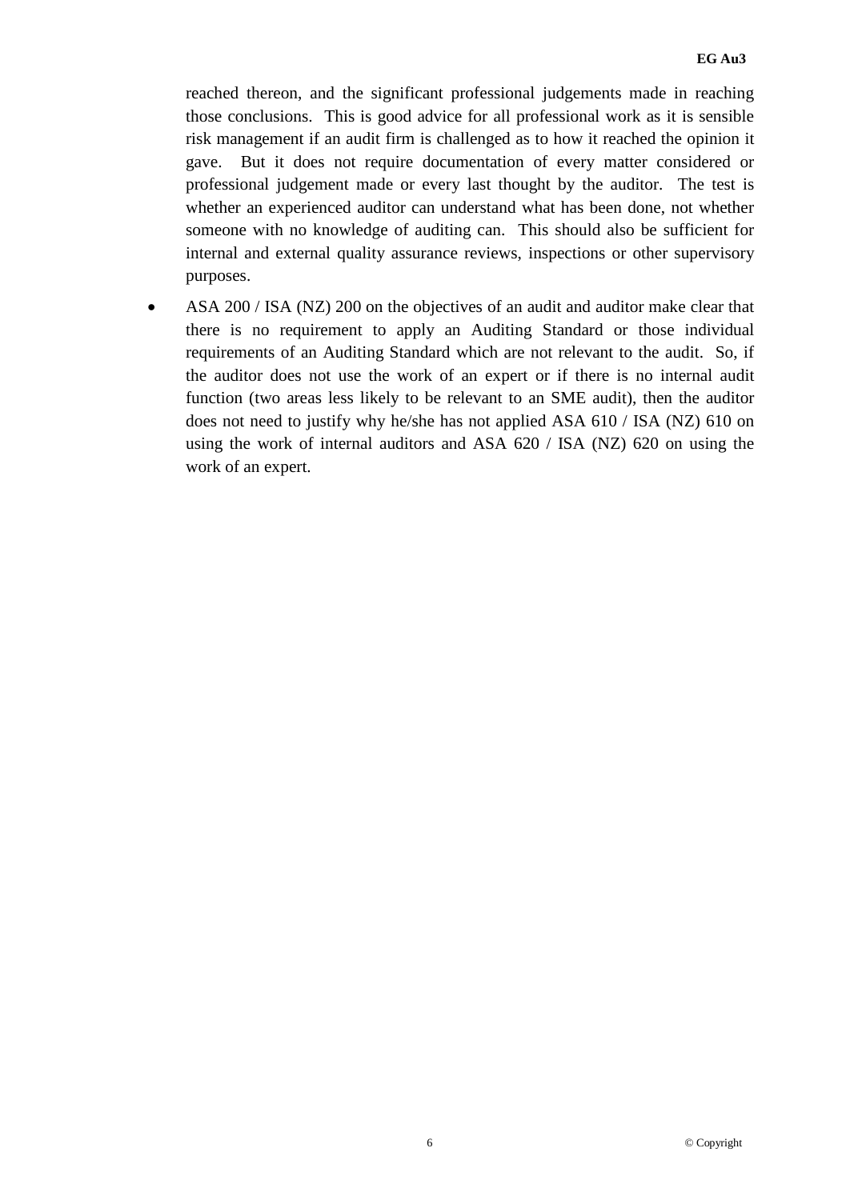reached thereon, and the significant professional judgements made in reaching those conclusions. This is good advice for all professional work as it is sensible risk management if an audit firm is challenged as to how it reached the opinion it gave. But it does not require documentation of every matter considered or professional judgement made or every last thought by the auditor. The test is whether an experienced auditor can understand what has been done, not whether someone with no knowledge of auditing can. This should also be sufficient for internal and external quality assurance reviews, inspections or other supervisory purposes.

- ASA 200 / ISA (NZ) 200 on the objectives of an audit and auditor make clear that there is no requirement to apply an Auditing Standard or those individual requirements of an Auditing Standard which are not relevant to the audit. So, if the auditor does not use the work of an expert or if there is no internal audit function (two areas less likely to be relevant to an SME audit), then the auditor does not need to justify why he/she has not applied ASA 610 / ISA (NZ) 610 on using the work of internal auditors and ASA 620 / ISA (NZ) 620 on using the work of an expert.